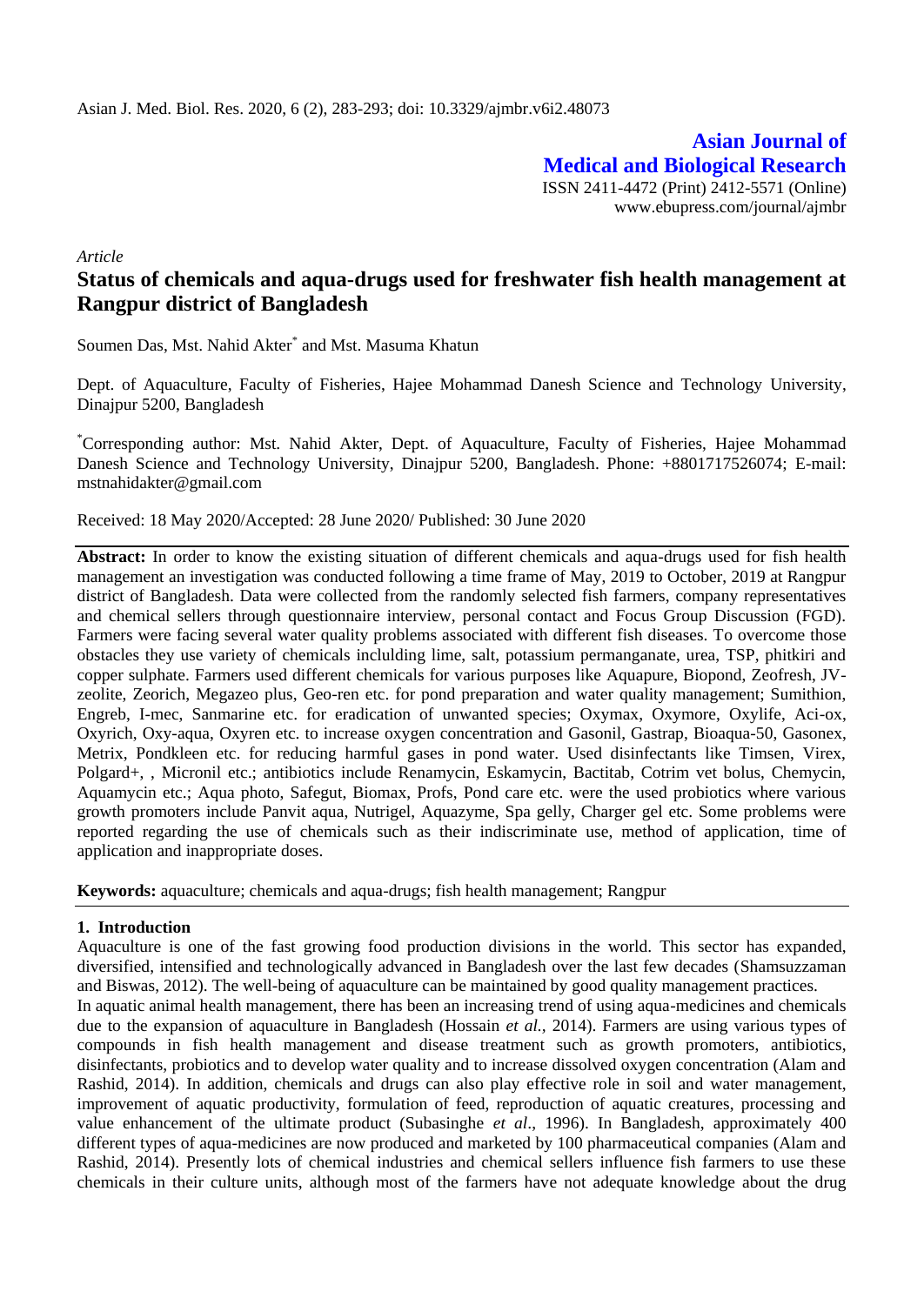Asian J. Med. Biol. Res. 2020, 6 (2), 283-293; doi: 10.3329/ajmbr.v6i2.48073

**Asian Journal of Medical and Biological Research**
ISSN 2411-4472 (Print) 2412-5571 (Online)
www.ebupress.com/journal/ajmbr

*Article*

# Status of chemicals and aqua-drugs used for freshwater fish health management at Rangpur district of Bangladesh

Soumen Das, Mst. Nahid Akter* and Mst. Masuma Khatun

Dept. of Aquaculture, Faculty of Fisheries, Hajee Mohammad Danesh Science and Technology University, Dinajpur 5200, Bangladesh

*Corresponding author: Mst. Nahid Akter, Dept. of Aquaculture, Faculty of Fisheries, Hajee Mohammad Danesh Science and Technology University, Dinajpur 5200, Bangladesh. Phone: +8801717526074; E-mail: mstnahidakter@gmail.com

Received: 18 May 2020/Accepted: 28 June 2020/ Published: 30 June 2020

**Abstract:** In order to know the existing situation of different chemicals and aqua-drugs used for fish health management an investigation was conducted following a time frame of May, 2019 to October, 2019 at Rangpur district of Bangladesh. Data were collected from the randomly selected fish farmers, company representatives and chemical sellers through questionnaire interview, personal contact and Focus Group Discussion (FGD). Farmers were facing several water quality problems associated with different fish diseases. To overcome those obstacles they use variety of chemicals inclulding lime, salt, potassium permanganate, urea, TSP, phitkiri and copper sulphate. Farmers used different chemicals for various purposes like Aquapure, Biopond, Zeofresh, JV-zeolite, Zeorich, Megazeo plus, Geo-ren etc. for pond preparation and water quality management; Sumithion, Engreb, I-mec, Sanmarine etc. for eradication of unwanted species; Oxymax, Oxymore, Oxylife, Aci-ox, Oxyrich, Oxy-aqua, Oxyren etc. to increase oxygen concentration and Gasonil, Gastrap, Bioaqua-50, Gasonex, Metrix, Pondkleen etc. for reducing harmful gases in pond water. Used disinfectants like Timsen, Virex, Polgard+, , Micronil etc.; antibiotics include Renamycin, Eskamycin, Bactitab, Cotrim vet bolus, Chemycin, Aquamycin etc.; Aqua photo, Safegut, Biomax, Profs, Pond care etc. were the used probiotics where various growth promoters include Panvit aqua, Nutrigel, Aquazyme, Spa gelly, Charger gel etc. Some problems were reported regarding the use of chemicals such as their indiscriminate use, method of application, time of application and inappropriate doses.

**Keywords:** aquaculture; chemicals and aqua-drugs; fish health management; Rangpur

## 1. Introduction

Aquaculture is one of the fast growing food production divisions in the world. This sector has expanded, diversified, intensified and technologically advanced in Bangladesh over the last few decades (Shamsuzzaman and Biswas, 2012). The well-being of aquaculture can be maintained by good quality management practices.

In aquatic animal health management, there has been an increasing trend of using aqua-medicines and chemicals due to the expansion of aquaculture in Bangladesh (Hossain *et al.,* 2014). Farmers are using various types of compounds in fish health management and disease treatment such as growth promoters, antibiotics, disinfectants, probiotics and to develop water quality and to increase dissolved oxygen concentration (Alam and Rashid, 2014). In addition, chemicals and drugs can also play effective role in soil and water management, improvement of aquatic productivity, formulation of feed, reproduction of aquatic creatures, processing and value enhancement of the ultimate product (Subasinghe *et al*., 1996). In Bangladesh, approximately 400 different types of aqua-medicines are now produced and marketed by 100 pharmaceutical companies (Alam and Rashid, 2014). Presently lots of chemical industries and chemical sellers influence fish farmers to use these chemicals in their culture units, although most of the farmers have not adequate knowledge about the drug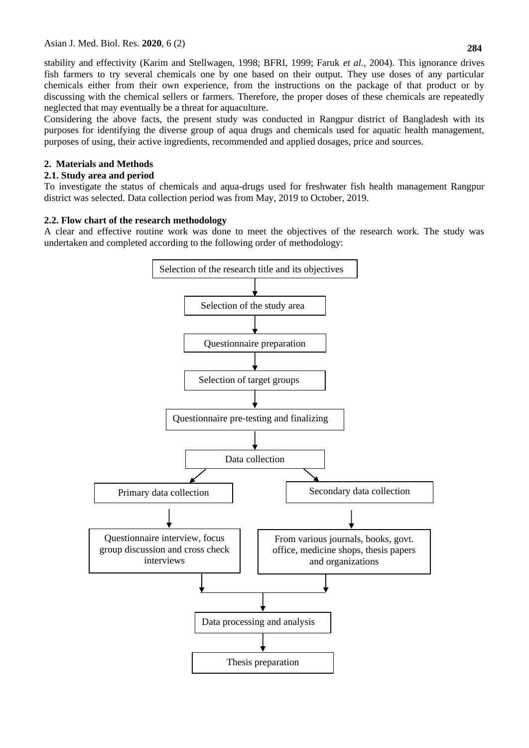stability and effectivity (Karim and Stellwagen, 1998; BFRI, 1999; Faruk *et al.,* 2004). This ignorance drives fish farmers to try several chemicals one by one based on their output. They use doses of any particular chemicals either from their own experience, from the instructions on the package of that product or by discussing with the chemical sellers or farmers. Therefore, the proper doses of these chemicals are repeatedly neglected that may eventually be a threat for aquaculture.

Considering the above facts, the present study was conducted in Rangpur district of Bangladesh with its purposes for identifying the diverse group of aqua drugs and chemicals used for aquatic health management, purposes of using, their active ingredients, recommended and applied dosages, price and sources.

## 2. Materials and Methods

### 2.1. Study area and period

To investigate the status of chemicals and aqua-drugs used for freshwater fish health management Rangpur district was selected. Data collection period was from May, 2019 to October, 2019.

### 2.2. Flow chart of the research methodology

A clear and effective routine work was done to meet the objectives of the research work. The study was undertaken and completed according to the following order of methodology:

Selection of the research title and its objectives
↓
Selection of the study area
↓
Questionnaire preparation
↓
Selection of target groups
↓
Questionnaire pre-testing and finalizing
↓
Data collection
↓ (branches into)

- Primary data collection → Questionnaire interview, focus group discussion and cross check interviews
- Secondary data collection → From various journals, books, govt. office, medicine shops, thesis papers and organizations

↓
Data processing and analysis
↓
Thesis preparation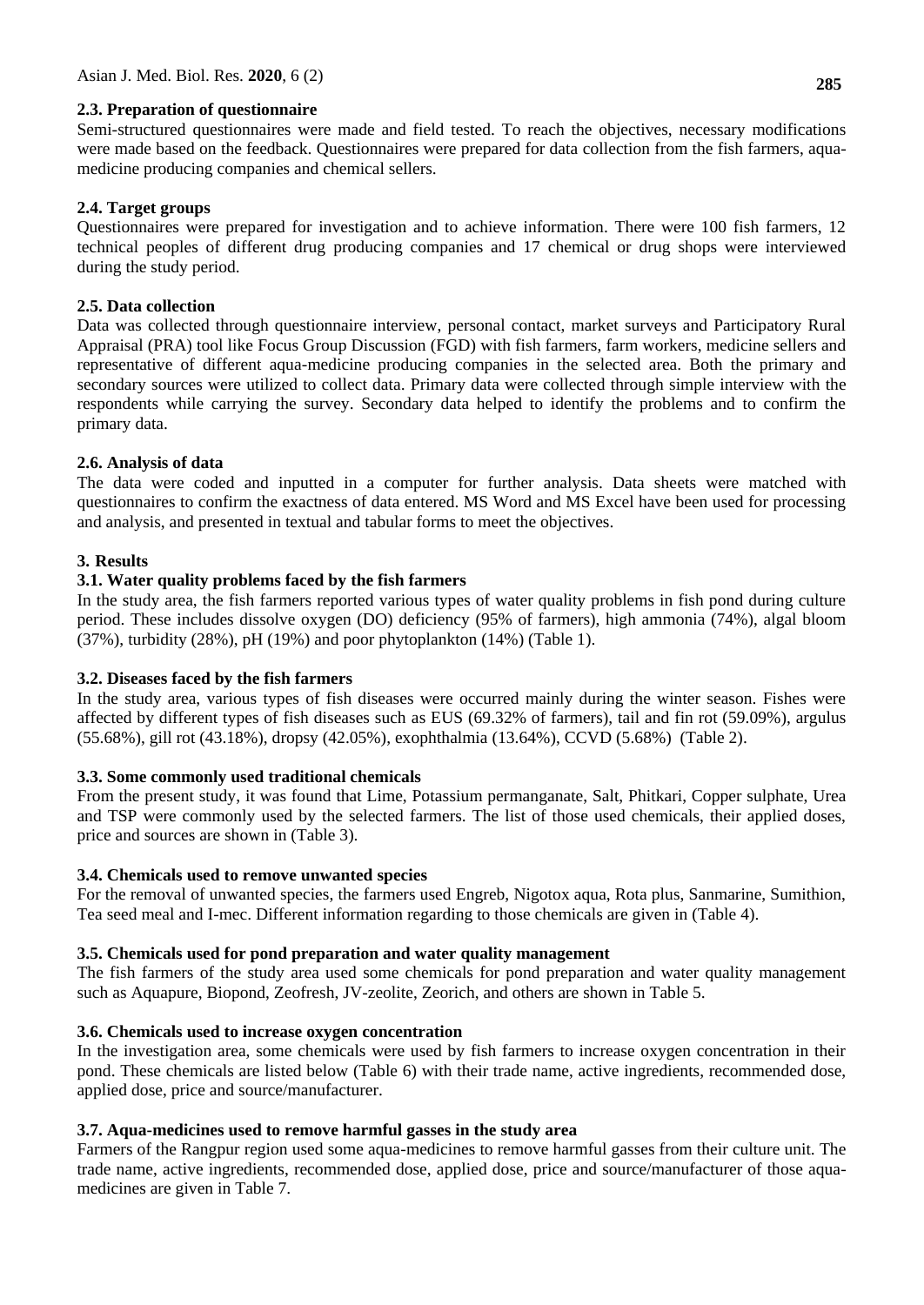### 2.3. Preparation of questionnaire

Semi-structured questionnaires were made and field tested. To reach the objectives, necessary modifications were made based on the feedback. Questionnaires were prepared for data collection from the fish farmers, aqua-medicine producing companies and chemical sellers.

### 2.4. Target groups

Questionnaires were prepared for investigation and to achieve information. There were 100 fish farmers, 12 technical peoples of different drug producing companies and 17 chemical or drug shops were interviewed during the study period.

### 2.5. Data collection

Data was collected through questionnaire interview, personal contact, market surveys and Participatory Rural Appraisal (PRA) tool like Focus Group Discussion (FGD) with fish farmers, farm workers, medicine sellers and representative of different aqua-medicine producing companies in the selected area. Both the primary and secondary sources were utilized to collect data. Primary data were collected through simple interview with the respondents while carrying the survey. Secondary data helped to identify the problems and to confirm the primary data.

### 2.6. Analysis of data

The data were coded and inputted in a computer for further analysis. Data sheets were matched with questionnaires to confirm the exactness of data entered. MS Word and MS Excel have been used for processing and analysis, and presented in textual and tabular forms to meet the objectives.

## 3. Results

### 3.1. Water quality problems faced by the fish farmers

In the study area, the fish farmers reported various types of water quality problems in fish pond during culture period. These includes dissolve oxygen (DO) deficiency (95% of farmers), high ammonia (74%), algal bloom (37%), turbidity (28%), pH (19%) and poor phytoplankton (14%) (Table 1).

### 3.2. Diseases faced by the fish farmers

In the study area, various types of fish diseases were occurred mainly during the winter season. Fishes were affected by different types of fish diseases such as EUS (69.32% of farmers), tail and fin rot (59.09%), argulus (55.68%), gill rot (43.18%), dropsy (42.05%), exophthalmia (13.64%), CCVD (5.68%) (Table 2).

### 3.3. Some commonly used traditional chemicals

From the present study, it was found that Lime, Potassium permanganate, Salt, Phitkari, Copper sulphate, Urea and TSP were commonly used by the selected farmers. The list of those used chemicals, their applied doses, price and sources are shown in (Table 3).

### 3.4. Chemicals used to remove unwanted species

For the removal of unwanted species, the farmers used Engreb, Nigotox aqua, Rota plus, Sanmarine, Sumithion, Tea seed meal and I-mec. Different information regarding to those chemicals are given in (Table 4).

### 3.5. Chemicals used for pond preparation and water quality management

The fish farmers of the study area used some chemicals for pond preparation and water quality management such as Aquapure, Biopond, Zeofresh, JV-zeolite, Zeorich, and others are shown in Table 5.

### 3.6. Chemicals used to increase oxygen concentration

In the investigation area, some chemicals were used by fish farmers to increase oxygen concentration in their pond. These chemicals are listed below (Table 6) with their trade name, active ingredients, recommended dose, applied dose, price and source/manufacturer.

### 3.7. Aqua-medicines used to remove harmful gasses in the study area

Farmers of the Rangpur region used some aqua-medicines to remove harmful gasses from their culture unit. The trade name, active ingredients, recommended dose, applied dose, price and source/manufacturer of those aqua-medicines are given in Table 7.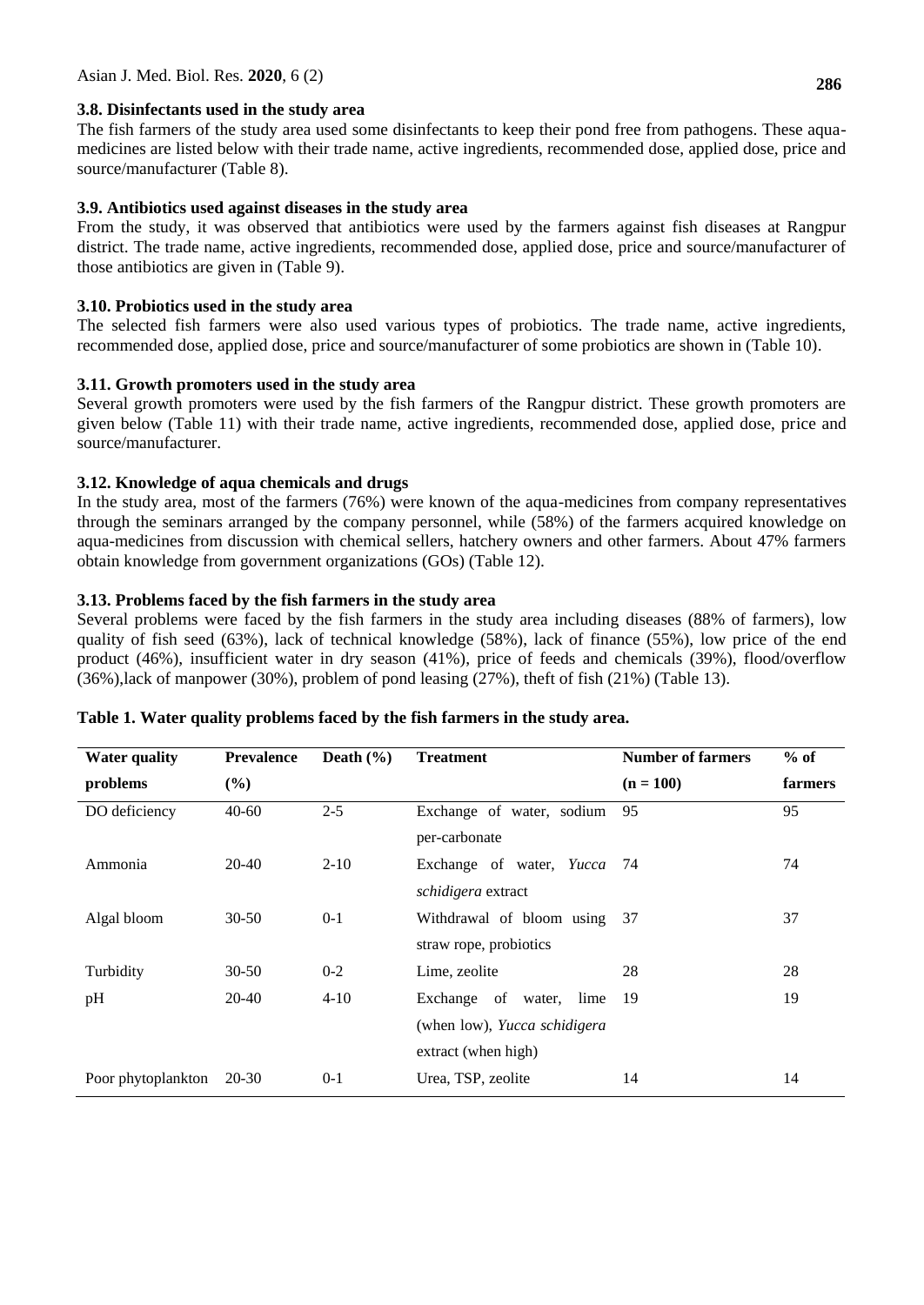### 3.8. Disinfectants used in the study area

The fish farmers of the study area used some disinfectants to keep their pond free from pathogens. These aqua-medicines are listed below with their trade name, active ingredients, recommended dose, applied dose, price and source/manufacturer (Table 8).

### 3.9. Antibiotics used against diseases in the study area

From the study, it was observed that antibiotics were used by the farmers against fish diseases at Rangpur district. The trade name, active ingredients, recommended dose, applied dose, price and source/manufacturer of those antibiotics are given in (Table 9).

### 3.10. Probiotics used in the study area

The selected fish farmers were also used various types of probiotics. The trade name, active ingredients, recommended dose, applied dose, price and source/manufacturer of some probiotics are shown in (Table 10).

### 3.11. Growth promoters used in the study area

Several growth promoters were used by the fish farmers of the Rangpur district. These growth promoters are given below (Table 11) with their trade name, active ingredients, recommended dose, applied dose, price and source/manufacturer.

### 3.12. Knowledge of aqua chemicals and drugs

In the study area, most of the farmers (76%) were known of the aqua-medicines from company representatives through the seminars arranged by the company personnel, while (58%) of the farmers acquired knowledge on aqua-medicines from discussion with chemical sellers, hatchery owners and other farmers. About 47% farmers obtain knowledge from government organizations (GOs) (Table 12).

### 3.13. Problems faced by the fish farmers in the study area

Several problems were faced by the fish farmers in the study area including diseases (88% of farmers), low quality of fish seed (63%), lack of technical knowledge (58%), lack of finance (55%), low price of the end product (46%), insufficient water in dry season (41%), price of feeds and chemicals (39%), flood/overflow (36%),lack of manpower (30%), problem of pond leasing (27%), theft of fish (21%) (Table 13).

**Table 1. Water quality problems faced by the fish farmers in the study area.**

| Water quality problems | Prevalence (%) | Death (%) | Treatment | Number of farmers (n = 100) | % of farmers |
|---|---|---|---|---|---|
| DO deficiency | 40-60 | 2-5 | Exchange of water, sodium per-carbonate | 95 | 95 |
| Ammonia | 20-40 | 2-10 | Exchange of water, *Yucca schidigera* extract | 74 | 74 |
| Algal bloom | 30-50 | 0-1 | Withdrawal of bloom using straw rope, probiotics | 37 | 37 |
| Turbidity | 30-50 | 0-2 | Lime, zeolite | 28 | 28 |
| pH | 20-40 | 4-10 | Exchange of water, lime (when low), *Yucca schidigera* extract (when high) | 19 | 19 |
| Poor phytoplankton | 20-30 | 0-1 | Urea, TSP, zeolite | 14 | 14 |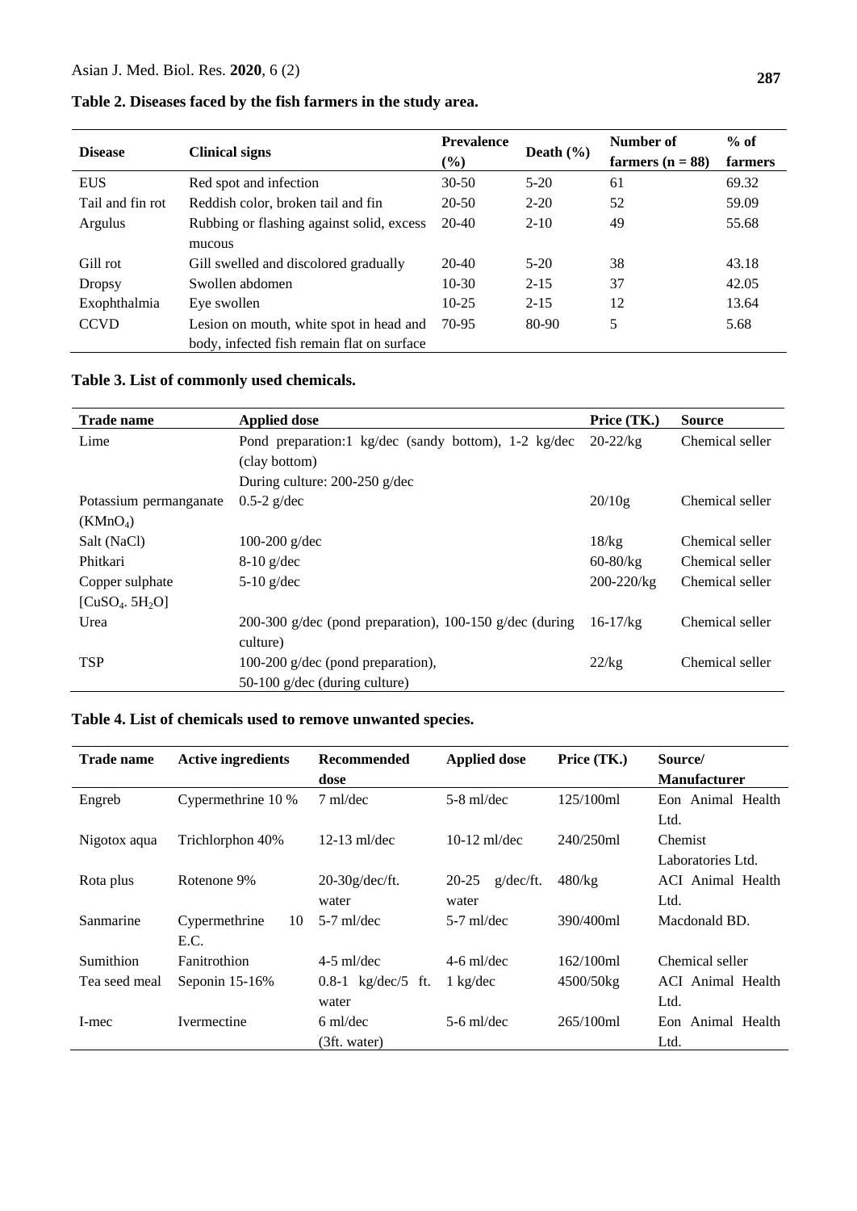**Table 2. Diseases faced by the fish farmers in the study area.**

| Disease | Clinical signs | Prevalence (%) | Death (%) | Number of farmers (n = 88) | % of farmers |
|---|---|---|---|---|---|
| EUS | Red spot and infection | 30-50 | 5-20 | 61 | 69.32 |
| Tail and fin rot | Reddish color, broken tail and fin | 20-50 | 2-20 | 52 | 59.09 |
| Argulus | Rubbing or flashing against solid, excess mucous | 20-40 | 2-10 | 49 | 55.68 |
| Gill rot | Gill swelled and discolored gradually | 20-40 | 5-20 | 38 | 43.18 |
| Dropsy | Swollen abdomen | 10-30 | 2-15 | 37 | 42.05 |
| Exophthalmia | Eye swollen | 10-25 | 2-15 | 12 | 13.64 |
| CCVD | Lesion on mouth, white spot in head and body, infected fish remain flat on surface | 70-95 | 80-90 | 5 | 5.68 |

**Table 3. List of commonly used chemicals.**

| Trade name | Applied dose | Price (TK.) | Source |
|---|---|---|---|
| Lime | Pond preparation:1 kg/dec (sandy bottom), 1-2 kg/dec (clay bottom) During culture: 200-250 g/dec | 20-22/kg | Chemical seller |
| Potassium permanganate ($KMnO_4$) | 0.5-2 g/dec | 20/10g | Chemical seller |
| Salt (NaCl) | 100-200 g/dec | 18/kg | Chemical seller |
| Phitkari | 8-10 g/dec | 60-80/kg | Chemical seller |
| Copper sulphate [$CuSO_4 . 5H_2O$] | 5-10 g/dec | 200-220/kg | Chemical seller |
| Urea | 200-300 g/dec (pond preparation), 100-150 g/dec (during culture) | 16-17/kg | Chemical seller |
| TSP | 100-200 g/dec (pond preparation), 50-100 g/dec (during culture) | 22/kg | Chemical seller |

**Table 4. List of chemicals used to remove unwanted species.**

| Trade name | Active ingredients | Recommended dose | Applied dose | Price (TK.) | Source/ Manufacturer |
|---|---|---|---|---|---|
| Engreb | Cypermethrine 10 % | 7 ml/dec | 5-8 ml/dec | 125/100ml | Eon Animal Health Ltd. |
| Nigotox aqua | Trichlorphon 40% | 12-13 ml/dec | 10-12 ml/dec | 240/250ml | Chemist Laboratories Ltd. |
| Rota plus | Rotenone 9% | 20-30g/dec/ft. water | 20-25 g/dec/ft. water | 480/kg | ACI Animal Health Ltd. |
| Sanmarine | Cypermethrine 10 E.C. | 5-7 ml/dec | 5-7 ml/dec | 390/400ml | Macdonald BD. |
| Sumithion | Fanitrothion | 4-5 ml/dec | 4-6 ml/dec | 162/100ml | Chemical seller |
| Tea seed meal | Seponin 15-16% | 0.8-1 kg/dec/5 ft. water | 1 kg/dec | 4500/50kg | ACI Animal Health Ltd. |
| I-mec | Ivermectine | 6 ml/dec (3ft. water) | 5-6 ml/dec | 265/100ml | Eon Animal Health Ltd. |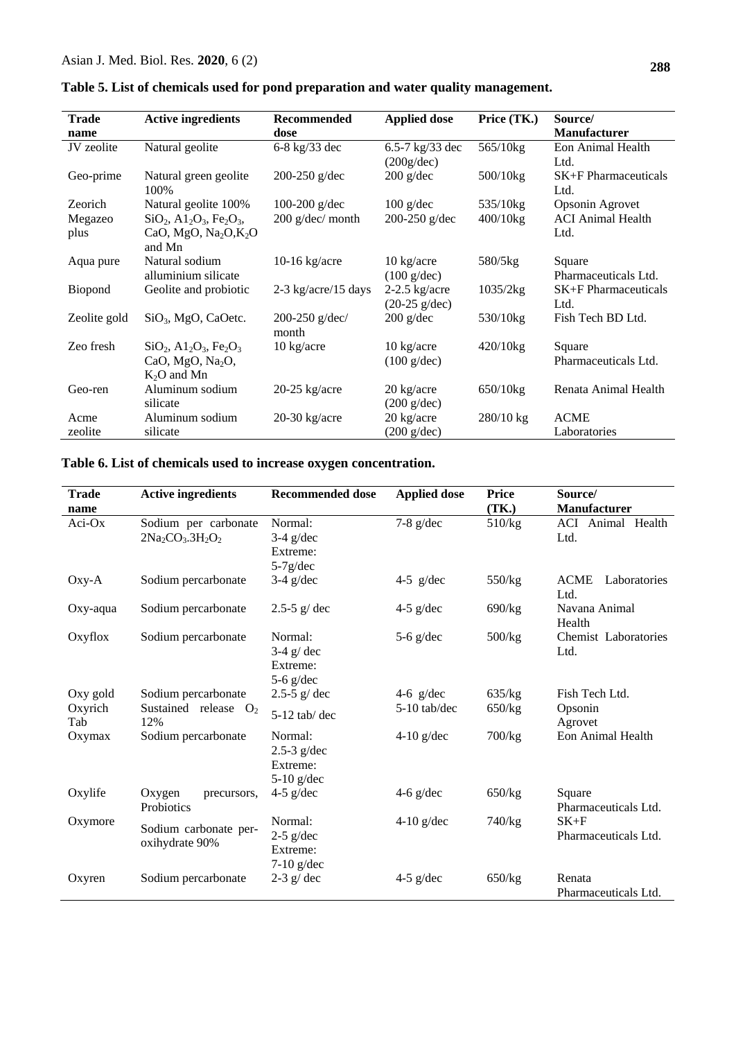**Table 5. List of chemicals used for pond preparation and water quality management.**

| Trade name | Active ingredients | Recommended dose | Applied dose | Price (TK.) | Source/ Manufacturer |
|---|---|---|---|---|---|
| JV zeolite | Natural geolite | 6-8 kg/33 dec | 6.5-7 kg/33 dec (200g/dec) | 565/10kg | Eon Animal Health Ltd. |
| Geo-prime | Natural green geolite 100% | 200-250 g/dec | 200 g/dec | 500/10kg | SK+F Pharmaceuticals Ltd. |
| Zeorich | Natural geolite 100% | 100-200 g/dec | 100 g/dec | 535/10kg | Opsonin Agrovet |
| Megazeo plus | $SiO_2$, $A1_2O_3$, $Fe_2O_3$, CaO, MgO, $Na_2O$,$K_2O$ and Mn | 200 g/dec/ month | 200-250 g/dec | 400/10kg | ACI Animal Health Ltd. |
| Aqua pure | Natural sodium alluminium silicate | 10-16 kg/acre | 10 kg/acre (100 g/dec) | 580/5kg | Square Pharmaceuticals Ltd. |
| Biopond | Geolite and probiotic | 2-3 kg/acre/15 days | 2-2.5 kg/acre (20-25 g/dec) | 1035/2kg | SK+F Pharmaceuticals Ltd. |
| Zeolite gold | $SiO_3$, MgO, CaOetc. | 200-250 g/dec/ month | 200 g/dec | 530/10kg | Fish Tech BD Ltd. |
| Zeo fresh | $SiO_2$, $A1_2O_3$, $Fe_2O_3$ CaO, MgO, $Na_2O$, $K_2O$ and Mn | 10 kg/acre | 10 kg/acre (100 g/dec) | 420/10kg | Square Pharmaceuticals Ltd. |
| Geo-ren | Aluminum sodium silicate | 20-25 kg/acre | 20 kg/acre (200 g/dec) | 650/10kg | Renata Animal Health |
| Acme zeolite | Aluminum sodium silicate | 20-30 kg/acre | 20 kg/acre (200 g/dec) | 280/10 kg | ACME Laboratories |

**Table 6. List of chemicals used to increase oxygen concentration.**

| Trade name | Active ingredients | Recommended dose | Applied dose | Price (TK.) | Source/ Manufacturer |
|---|---|---|---|---|---|
| Aci-Ox | Sodium per carbonate $2Na_2CO_3.3H_2O_2$ | Normal: 3-4 g/dec Extreme: 5-7g/dec | 7-8 g/dec | 510/kg | ACI Animal Health Ltd. |
| Oxy-A | Sodium percarbonate | 3-4 g/dec | 4-5 g/dec | 550/kg | ACME Laboratories Ltd. |
| Oxy-aqua | Sodium percarbonate | 2.5-5 g/ dec | 4-5 g/dec | 690/kg | Navana Animal Health |
| Oxyflox | Sodium percarbonate | Normal: 3-4 g/ dec Extreme: 5-6 g/dec | 5-6 g/dec | 500/kg | Chemist Laboratories Ltd. |
| Oxy gold | Sodium percarbonate | 2.5-5 g/ dec | 4-6 g/dec | 635/kg | Fish Tech Ltd. |
| Oxyrich Tab | Sustained release $O_2$ 12% | 5-12 tab/ dec | 5-10 tab/dec | 650/kg | Opsonin Agrovet |
| Oxymax | Sodium percarbonate | Normal: 2.5-3 g/dec Extreme: 5-10 g/dec | 4-10 g/dec | 700/kg | Eon Animal Health |
| Oxylife | Oxygen precursors, Probiotics | 4-5 g/dec | 4-6 g/dec | 650/kg | Square Pharmaceuticals Ltd. |
| Oxymore | Sodium carbonate per-oxihydrate 90% | Normal: 2-5 g/dec Extreme: 7-10 g/dec | 4-10 g/dec | 740/kg | SK+F Pharmaceuticals Ltd. |
| Oxyren | Sodium percarbonate | 2-3 g/ dec | 4-5 g/dec | 650/kg | Renata Pharmaceuticals Ltd. |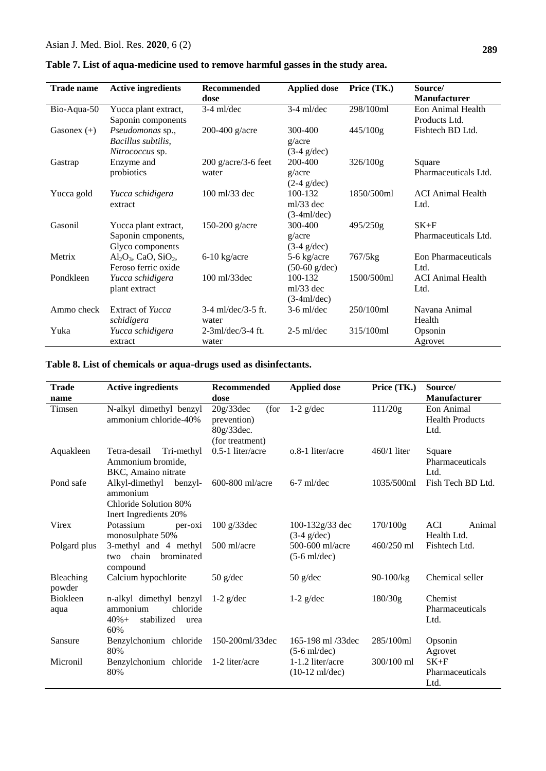**Table 7. List of aqua-medicine used to remove harmful gasses in the study area.**

| Trade name | Active ingredients | Recommended dose | Applied dose | Price (TK.) | Source/ Manufacturer |
|---|---|---|---|---|---|
| Bio-Aqua-50 | Yucca plant extract, Saponin components | 3-4 ml/dec | 3-4 ml/dec | 298/100ml | Eon Animal Health Products Ltd. |
| Gasonex (+) | *Pseudomonas* sp., *Bacillus subtilis*, *Nitrococcus* sp. | 200-400 g/acre | 300-400 g/acre (3-4 g/dec) | 445/100g | Fishtech BD Ltd. |
| Gastrap | Enzyme and probiotics | 200 g/acre/3-6 feet water | 200-400 g/acre (2-4 g/dec) | 326/100g | Square Pharmaceuticals Ltd. |
| Yucca gold | *Yucca schidigera* extract | 100 ml/33 dec | 100-132 ml/33 dec (3-4ml/dec) | 1850/500ml | ACI Animal Health Ltd. |
| Gasonil | Yucca plant extract, Saponin cmponents, Glyco components | 150-200 g/acre | 300-400 g/acre (3-4 g/dec) | 495/250g | SK+F Pharmaceuticals Ltd. |
| Metrix | $Al_2O_3$, CaO, $SiO_2$, Feroso ferric oxide | 6-10 kg/acre | 5-6 kg/acre (50-60 g/dec) | 767/5kg | Eon Pharmaceuticals Ltd. |
| Pondkleen | *Yucca schidigera* plant extract | 100 ml/33dec | 100-132 ml/33 dec (3-4ml/dec) | 1500/500ml | ACI Animal Health Ltd. |
| Ammo check | Extract of *Yucca schidigera* | 3-4 ml/dec/3-5 ft. water | 3-6 ml/dec | 250/100ml | Navana Animal Health |
| Yuka | *Yucca schidigera* extract | 2-3ml/dec/3-4 ft. water | 2-5 ml/dec | 315/100ml | Opsonin Agrovet |

**Table 8. List of chemicals or aqua-drugs used as disinfectants.**

| Trade name | Active ingredients | Recommended dose | Applied dose | Price (TK.) | Source/ Manufacturer |
|---|---|---|---|---|---|
| Timsen | N-alkyl dimethyl benzyl ammonium chloride-40% | 20g/33dec (for prevention) 80g/33dec. (for treatment) | 1-2 g/dec | 111/20g | Eon Animal Health Products Ltd. |
| Aquakleen | Tetra-desail Tri-methyl Ammonium bromide, BKC, Amaino nitrate | 0.5-1 liter/acre | o.8-1 liter/acre | 460/1 liter | Square Pharmaceuticals Ltd. |
| Pond safe | Alkyl-dimethyl benzyl-ammonium Chloride Solution 80% Inert Ingredients 20% | 600-800 ml/acre | 6-7 ml/dec | 1035/500ml | Fish Tech BD Ltd. |
| Virex | Potassium per-oxi monosulphate 50% | 100 g/33dec | 100-132g/33 dec (3-4 g/dec) | 170/100g | ACI Animal Health Ltd. |
| Polgard plus | 3-methyl and 4 methyl two chain brominated compound | 500 ml/acre | 500-600 ml/acre (5-6 ml/dec) | 460/250 ml | Fishtech Ltd. |
| Bleaching powder | Calcium hypochlorite | 50 g/dec | 50 g/dec | 90-100/kg | Chemical seller |
| Biokleen aqua | n-alkyl dimethyl benzyl ammonium chloride 40%+ stabilized urea 60% | 1-2 g/dec | 1-2 g/dec | 180/30g | Chemist Pharmaceuticals Ltd. |
| Sansure | Benzylchonium chloride 80% | 150-200ml/33dec | 165-198 ml /33dec (5-6 ml/dec) | 285/100ml | Opsonin Agrovet |
| Micronil | Benzylchonium chloride 80% | 1-2 liter/acre | 1-1.2 liter/acre (10-12 ml/dec) | 300/100 ml | SK+F Pharmaceuticals Ltd. |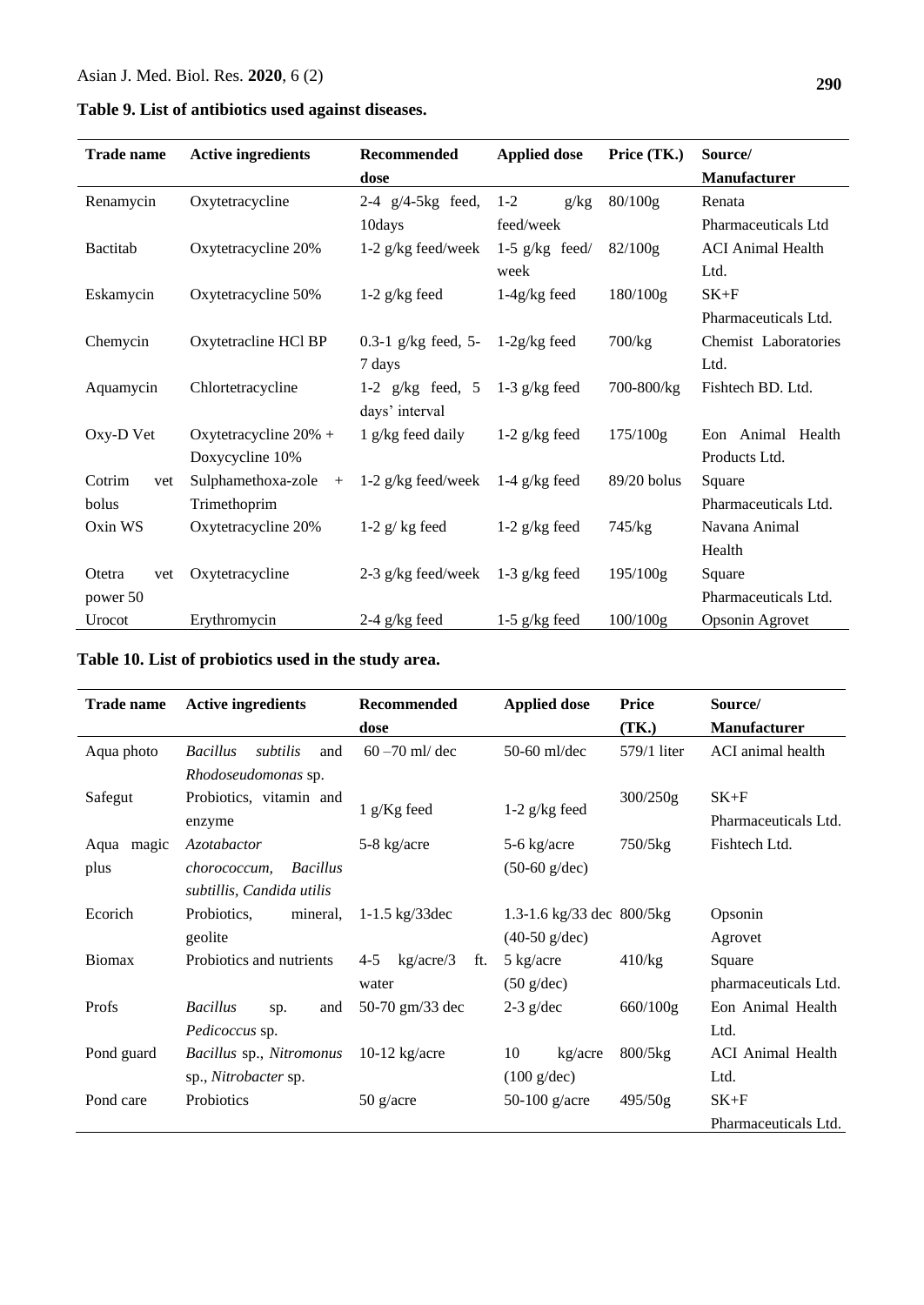**Table 9. List of antibiotics used against diseases.**

| Trade name | Active ingredients | Recommended dose | Applied dose | Price (TK.) | Source/ Manufacturer |
|---|---|---|---|---|---|
| Renamycin | Oxytetracycline | 2-4 g/4-5kg feed, 10days | 1-2 g/kg feed/week | 80/100g | Renata Pharmaceuticals Ltd |
| Bactitab | Oxytetracycline 20% | 1-2 g/kg feed/week | 1-5 g/kg feed/ week | 82/100g | ACI Animal Health Ltd. |
| Eskamycin | Oxytetracycline 50% | 1-2 g/kg feed | 1-4g/kg feed | 180/100g | SK+F Pharmaceuticals Ltd. |
| Chemycin | Oxytetracline HCl BP | 0.3-1 g/kg feed, 5-7 days | 1-2g/kg feed | 700/kg | Chemist Laboratories Ltd. |
| Aquamycin | Chlortetracycline | 1-2 g/kg feed, 5 days' interval | 1-3 g/kg feed | 700-800/kg | Fishtech BD. Ltd. |
| Oxy-D Vet | Oxytetracycline 20% + Doxycycline 10% | 1 g/kg feed daily | 1-2 g/kg feed | 175/100g | Eon Animal Health Products Ltd. |
| Cotrim vet bolus | Sulphamethoxa-zole + Trimethoprim | 1-2 g/kg feed/week | 1-4 g/kg feed | 89/20 bolus | Square Pharmaceuticals Ltd. |
| Oxin WS | Oxytetracycline 20% | 1-2 g/ kg feed | 1-2 g/kg feed | 745/kg | Navana Animal Health |
| Otetra vet power 50 | Oxytetracycline | 2-3 g/kg feed/week | 1-3 g/kg feed | 195/100g | Square Pharmaceuticals Ltd. |
| Urocot | Erythromycin | 2-4 g/kg feed | 1-5 g/kg feed | 100/100g | Opsonin Agrovet |

**Table 10. List of probiotics used in the study area.**

| Trade name | Active ingredients | Recommended dose | Applied dose | Price (TK.) | Source/ Manufacturer |
|---|---|---|---|---|---|
| Aqua photo | *Bacillus subtilis* and *Rhodoseudomonas* sp. | 60 –70 ml/ dec | 50-60 ml/dec | 579/1 liter | ACI animal health |
| Safegut | Probiotics, vitamin and enzyme | 1 g/Kg feed | 1-2 g/kg feed | 300/250g | SK+F Pharmaceuticals Ltd. |
| Aqua magic plus | *Azotobacter chorococcum, Bacillus subtillis, Candida utilis* | 5-8 kg/acre | 5-6 kg/acre (50-60 g/dec) | 750/5kg | Fishtech Ltd. |
| Ecorich | Probiotics, mineral, geolite | 1-1.5 kg/33dec | 1.3-1.6 kg/33 dec (40-50 g/dec) | 800/5kg | Opsonin Agrovet |
| Biomax | Probiotics and nutrients | 4-5 kg/acre/3 ft. water | 5 kg/acre (50 g/dec) | 410/kg | Square pharmaceuticals Ltd. |
| Profs | *Bacillus* sp. and *Pedicoccus* sp. | 50-70 gm/33 dec | 2-3 g/dec | 660/100g | Eon Animal Health Ltd. |
| Pond guard | *Bacillus* sp., *Nitromonus* sp., *Nitrobacter* sp. | 10-12 kg/acre | 10 kg/acre (100 g/dec) | 800/5kg | ACI Animal Health Ltd. |
| Pond care | Probiotics | 50 g/acre | 50-100 g/acre | 495/50g | SK+F Pharmaceuticals Ltd. |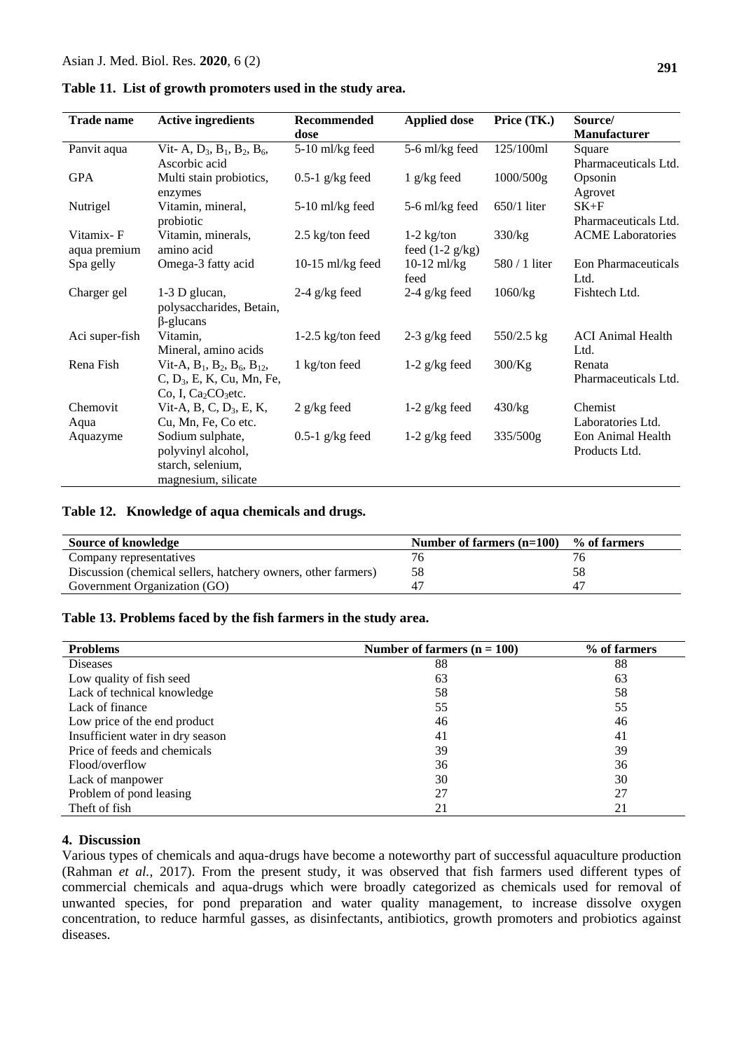**Table 11. List of growth promoters used in the study area.**

| Trade name | Active ingredients | Recommended dose | Applied dose | Price (TK.) | Source/ Manufacturer |
|---|---|---|---|---|---|
| Panvit aqua | Vit- A, $D_3$, $B_1$, $B_2$, $B_6$, Ascorbic acid | 5-10 ml/kg feed | 5-6 ml/kg feed | 125/100ml | Square Pharmaceuticals Ltd. |
| GPA | Multi stain probiotics, enzymes | 0.5-1 g/kg feed | 1 g/kg feed | 1000/500g | Opsonin Agrovet |
| Nutrigel | Vitamin, mineral, probiotic | 5-10 ml/kg feed | 5-6 ml/kg feed | 650/1 liter | SK+F Pharmaceuticals Ltd. |
| Vitamix- F aqua premium | Vitamin, minerals, amino acid | 2.5 kg/ton feed | 1-2 kg/ton feed (1-2 g/kg) | 330/kg | ACME Laboratories |
| Spa gelly | Omega-3 fatty acid | 10-15 ml/kg feed | 10-12 ml/kg feed | 580 / 1 liter | Eon Pharmaceuticals Ltd. |
| Charger gel | 1-3 D glucan, polysaccharides, Betain, β-glucans | 2-4 g/kg feed | 2-4 g/kg feed | 1060/kg | Fishtech Ltd. |
| Aci super-fish | Vitamin, Mineral, amino acids | 1-2.5 kg/ton feed | 2-3 g/kg feed | 550/2.5 kg | ACI Animal Health Ltd. |
| Rena Fish | Vit-A, $B_1$, $B_2$, $B_6$, $B_{12}$, C, $D_3$, E, K, Cu, Mn, Fe, Co, I, $Ca_2CO_3$etc. | 1 kg/ton feed | 1-2 g/kg feed | 300/Kg | Renata Pharmaceuticals Ltd. |
| Chemovit Aqua | Vit-A, B, C, $D_3$, E, K, Cu, Mn, Fe, Co etc. | 2 g/kg feed | 1-2 g/kg feed | 430/kg | Chemist Laboratories Ltd. |
| Aquazyme | Sodium sulphate, polyvinyl alcohol, starch, selenium, magnesium, silicate | 0.5-1 g/kg feed | 1-2 g/kg feed | 335/500g | Eon Animal Health Products Ltd. |

**Table 12. Knowledge of aqua chemicals and drugs.**

| Source of knowledge | Number of farmers (n=100) | % of farmers |
|---|---|---|
| Company representatives | 76 | 76 |
| Discussion (chemical sellers, hatchery owners, other farmers) | 58 | 58 |
| Government Organization (GO) | 47 | 47 |

**Table 13. Problems faced by the fish farmers in the study area.**

| Problems | Number of farmers (n = 100) | % of farmers |
|---|---|---|
| Diseases | 88 | 88 |
| Low quality of fish seed | 63 | 63 |
| Lack of technical knowledge | 58 | 58 |
| Lack of finance | 55 | 55 |
| Low price of the end product | 46 | 46 |
| Insufficient water in dry season | 41 | 41 |
| Price of feeds and chemicals | 39 | 39 |
| Flood/overflow | 36 | 36 |
| Lack of manpower | 30 | 30 |
| Problem of pond leasing | 27 | 27 |
| Theft of fish | 21 | 21 |

## 4. Discussion

Various types of chemicals and aqua-drugs have become a noteworthy part of successful aquaculture production (Rahman *et al.,* 2017). From the present study, it was observed that fish farmers used different types of commercial chemicals and aqua-drugs which were broadly categorized as chemicals used for removal of unwanted species, for pond preparation and water quality management, to increase dissolve oxygen concentration, to reduce harmful gasses, as disinfectants, antibiotics, growth promoters and probiotics against diseases.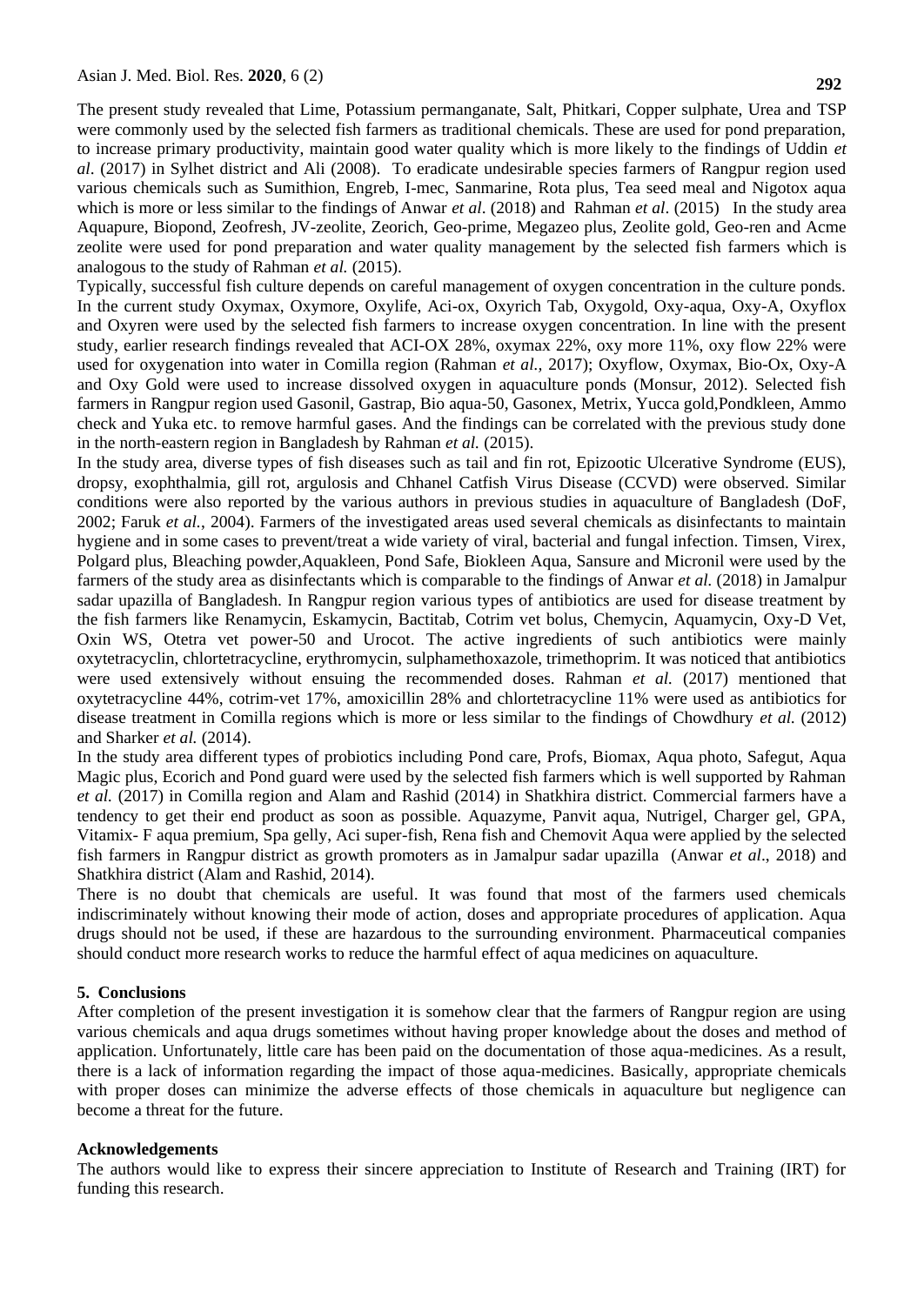The present study revealed that Lime, Potassium permanganate, Salt, Phitkari, Copper sulphate, Urea and TSP were commonly used by the selected fish farmers as traditional chemicals. These are used for pond preparation, to increase primary productivity, maintain good water quality which is more likely to the findings of Uddin *et al*. (2017) in Sylhet district and Ali (2008). To eradicate undesirable species farmers of Rangpur region used various chemicals such as Sumithion, Engreb, I-mec, Sanmarine, Rota plus, Tea seed meal and Nigotox aqua which is more or less similar to the findings of Anwar *et al*. (2018) and Rahman *et al*. (2015) In the study area Aquapure, Biopond, Zeofresh, JV-zeolite, Zeorich, Geo-prime, Megazeo plus, Zeolite gold, Geo-ren and Acme zeolite were used for pond preparation and water quality management by the selected fish farmers which is analogous to the study of Rahman *et al.* (2015).

Typically, successful fish culture depends on careful management of oxygen concentration in the culture ponds. In the current study Oxymax, Oxymore, Oxylife, Aci-ox, Oxyrich Tab, Oxygold, Oxy-aqua, Oxy-A, Oxyflox and Oxyren were used by the selected fish farmers to increase oxygen concentration. In line with the present study, earlier research findings revealed that ACI-OX 28%, oxymax 22%, oxy more 11%, oxy flow 22% were used for oxygenation into water in Comilla region (Rahman *et al.,* 2017); Oxyflow, Oxymax, Bio-Ox, Oxy-A and Oxy Gold were used to increase dissolved oxygen in aquaculture ponds (Monsur, 2012). Selected fish farmers in Rangpur region used Gasonil, Gastrap, Bio aqua-50, Gasonex, Metrix, Yucca gold,Pondkleen, Ammo check and Yuka etc. to remove harmful gases. And the findings can be correlated with the previous study done in the north-eastern region in Bangladesh by Rahman *et al.* (2015).

In the study area, diverse types of fish diseases such as tail and fin rot, Epizootic Ulcerative Syndrome (EUS), dropsy, exophthalmia, gill rot, argulosis and Chhanel Catfish Virus Disease (CCVD) were observed. Similar conditions were also reported by the various authors in previous studies in aquaculture of Bangladesh (DoF, 2002; Faruk *et al.*, 2004). Farmers of the investigated areas used several chemicals as disinfectants to maintain hygiene and in some cases to prevent/treat a wide variety of viral, bacterial and fungal infection. Timsen, Virex, Polgard plus, Bleaching powder,Aquakleen, Pond Safe, Biokleen Aqua, Sansure and Micronil were used by the farmers of the study area as disinfectants which is comparable to the findings of Anwar *et al.* (2018) in Jamalpur sadar upazilla of Bangladesh. In Rangpur region various types of antibiotics are used for disease treatment by the fish farmers like Renamycin, Eskamycin, Bactitab, Cotrim vet bolus, Chemycin, Aquamycin, Oxy-D Vet, Oxin WS, Otetra vet power-50 and Urocot. The active ingredients of such antibiotics were mainly oxytetracyclin, chlortetracycline, erythromycin, sulphamethoxazole, trimethoprim. It was noticed that antibiotics were used extensively without ensuing the recommended doses. Rahman *et al.* (2017) mentioned that oxytetracycline 44%, cotrim-vet 17%, amoxicillin 28% and chlortetracycline 11% were used as antibiotics for disease treatment in Comilla regions which is more or less similar to the findings of Chowdhury *et al.* (2012) and Sharker *et al.* (2014).

In the study area different types of probiotics including Pond care, Profs, Biomax, Aqua photo, Safegut, Aqua Magic plus, Ecorich and Pond guard were used by the selected fish farmers which is well supported by Rahman *et al.* (2017) in Comilla region and Alam and Rashid (2014) in Shatkhira district. Commercial farmers have a tendency to get their end product as soon as possible. Aquazyme, Panvit aqua, Nutrigel, Charger gel, GPA, Vitamix- F aqua premium, Spa gelly, Aci super-fish, Rena fish and Chemovit Aqua were applied by the selected fish farmers in Rangpur district as growth promoters as in Jamalpur sadar upazilla (Anwar *et al*., 2018) and Shatkhira district (Alam and Rashid, 2014).

There is no doubt that chemicals are useful. It was found that most of the farmers used chemicals indiscriminately without knowing their mode of action, doses and appropriate procedures of application. Aqua drugs should not be used, if these are hazardous to the surrounding environment. Pharmaceutical companies should conduct more research works to reduce the harmful effect of aqua medicines on aquaculture.

## 5. Conclusions

After completion of the present investigation it is somehow clear that the farmers of Rangpur region are using various chemicals and aqua drugs sometimes without having proper knowledge about the doses and method of application. Unfortunately, little care has been paid on the documentation of those aqua-medicines. As a result, there is a lack of information regarding the impact of those aqua-medicines. Basically, appropriate chemicals with proper doses can minimize the adverse effects of those chemicals in aquaculture but negligence can become a threat for the future.

## Acknowledgements

The authors would like to express their sincere appreciation to Institute of Research and Training (IRT) for funding this research.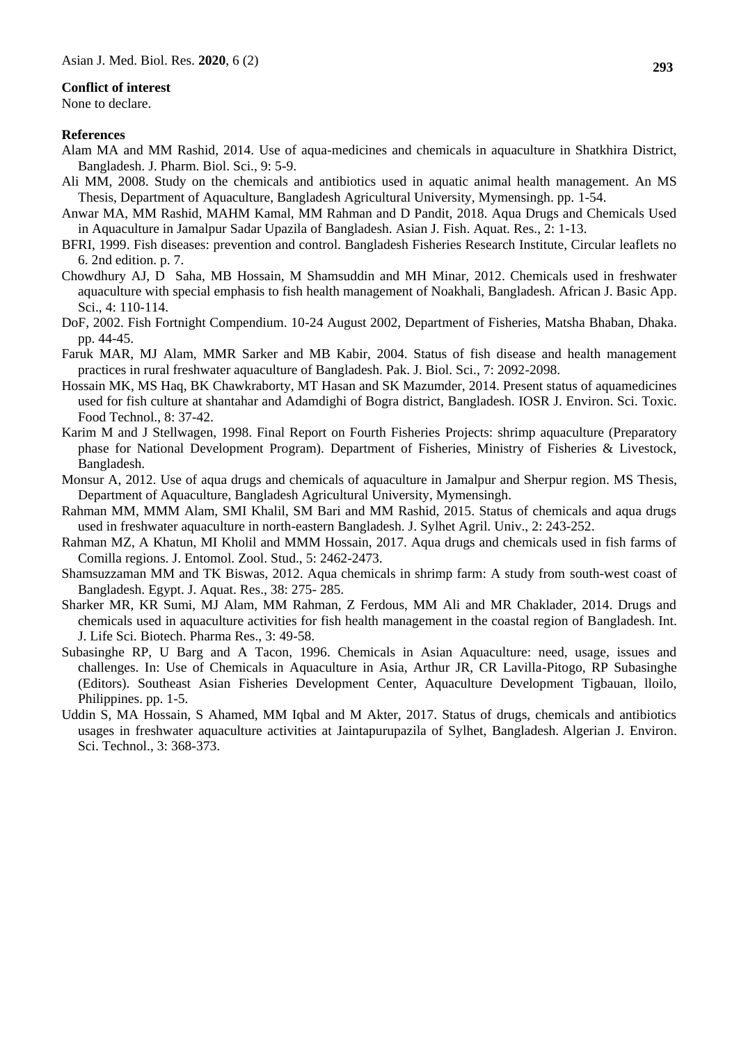**Conflict of interest**

None to declare.

**References**

Alam MA and MM Rashid, 2014. Use of aqua-medicines and chemicals in aquaculture in Shatkhira District, Bangladesh. J. Pharm. Biol. Sci., 9: 5-9.

Ali MM, 2008. Study on the chemicals and antibiotics used in aquatic animal health management. An MS Thesis, Department of Aquaculture, Bangladesh Agricultural University, Mymensingh. pp. 1-54.

Anwar MA, MM Rashid, MAHM Kamal, MM Rahman and D Pandit, 2018. Aqua Drugs and Chemicals Used in Aquaculture in Jamalpur Sadar Upazila of Bangladesh. Asian J. Fish. Aquat. Res., 2: 1-13.

BFRI, 1999. Fish diseases: prevention and control. Bangladesh Fisheries Research Institute, Circular leaflets no 6. 2nd edition. p. 7.

Chowdhury AJ, D Saha, MB Hossain, M Shamsuddin and MH Minar, 2012. Chemicals used in freshwater aquaculture with special emphasis to fish health management of Noakhali, Bangladesh. African J. Basic App. Sci., 4: 110-114.

DoF, 2002. Fish Fortnight Compendium. 10-24 August 2002, Department of Fisheries, Matsha Bhaban, Dhaka. pp. 44-45.

Faruk MAR, MJ Alam, MMR Sarker and MB Kabir, 2004. Status of fish disease and health management practices in rural freshwater aquaculture of Bangladesh. Pak. J. Biol. Sci., 7: 2092-2098.

Hossain MK, MS Haq, BK Chawkraborty, MT Hasan and SK Mazumder, 2014. Present status of aquamedicines used for fish culture at shantahar and Adamdighi of Bogra district, Bangladesh. IOSR J. Environ. Sci. Toxic. Food Technol., 8: 37-42.

Karim M and J Stellwagen, 1998. Final Report on Fourth Fisheries Projects: shrimp aquaculture (Preparatory phase for National Development Program). Department of Fisheries, Ministry of Fisheries & Livestock, Bangladesh.

Monsur A, 2012. Use of aqua drugs and chemicals of aquaculture in Jamalpur and Sherpur region. MS Thesis, Department of Aquaculture, Bangladesh Agricultural University, Mymensingh.

Rahman MM, MMM Alam, SMI Khalil, SM Bari and MM Rashid, 2015. Status of chemicals and aqua drugs used in freshwater aquaculture in north-eastern Bangladesh. J. Sylhet Agril. Univ., 2: 243-252.

Rahman MZ, A Khatun, MI Kholil and MMM Hossain, 2017. Aqua drugs and chemicals used in fish farms of Comilla regions. J. Entomol. Zool. Stud., 5: 2462-2473.

Shamsuzzaman MM and TK Biswas, 2012. Aqua chemicals in shrimp farm: A study from south-west coast of Bangladesh. Egypt. J. Aquat. Res., 38: 275- 285.

Sharker MR, KR Sumi, MJ Alam, MM Rahman, Z Ferdous, MM Ali and MR Chaklader, 2014. Drugs and chemicals used in aquaculture activities for fish health management in the coastal region of Bangladesh. Int. J. Life Sci. Biotech. Pharma Res., 3: 49-58.

Subasinghe RP, U Barg and A Tacon, 1996. Chemicals in Asian Aquaculture: need, usage, issues and challenges. In: Use of Chemicals in Aquaculture in Asia, Arthur JR, CR Lavilla-Pitogo, RP Subasinghe (Editors). Southeast Asian Fisheries Development Center, Aquaculture Development Tigbauan, lloilo, Philippines. pp. 1-5.

Uddin S, MA Hossain, S Ahamed, MM Iqbal and M Akter, 2017. Status of drugs, chemicals and antibiotics usages in freshwater aquaculture activities at Jaintapurupazila of Sylhet, Bangladesh. Algerian J. Environ. Sci. Technol., 3: 368-373.